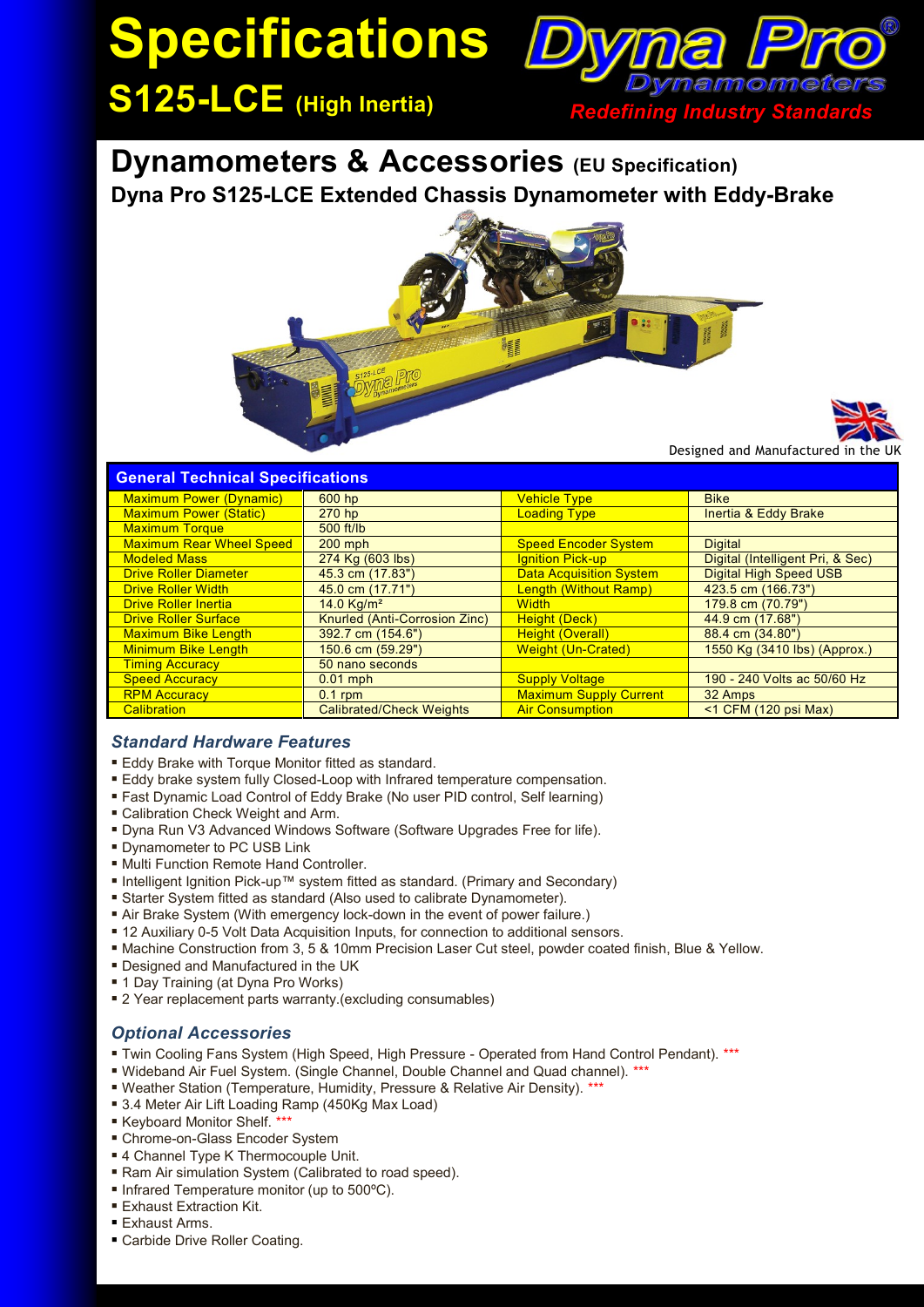# Specifications

## S125-LCE (High Inertia)

Dyna Pro Dynamometers

*Redefining Industry Standards*

# Dynamometers & Accessories (EU Specification)

## Dyna Pro S125-LCE Extended Chassis Dynamometer with Eddy-Brake

Designed and Manufactured in the UK

| General Technical Specifications | | | |
|---|---|---|---|
| Maximum Power (Dynamic) | 600 hp | Vehicle Type | Bike |
| Maximum Power (Static) | 270 hp | Loading Type | Inertia & Eddy Brake |
| Maximum Torque | 500 ft/lb | | |
| Maximum Rear Wheel Speed | 200 mph | Speed Encoder System | Digital |
| Modeled Mass | 274 Kg (603 lbs) | Ignition Pick-up | Digital (Intelligent Pri, & Sec) |
| Drive Roller Diameter | 45.3 cm (17.83") | Data Acquisition System | Digital High Speed USB |
| Drive Roller Width | 45.0 cm (17.71") | Length (Without Ramp) | 423.5 cm (166.73") |
| Drive Roller Inertia | 14.0 Kg/m² | Width | 179.8 cm (70.79") |
| Drive Roller Surface | Knurled (Anti-Corrosion Zinc) | Height (Deck) | 44.9 cm (17.68") |
| Maximum Bike Length | 392.7 cm (154.6") | Height (Overall) | 88.4 cm (34.80") |
| Minimum Bike Length | 150.6 cm (59.29") | Weight (Un-Crated) | 1550 Kg (3410 lbs) (Approx.) |
| Timing Accuracy | 50 nano seconds | | |
| Speed Accuracy | 0.01 mph | Supply Voltage | 190 - 240 Volts ac 50/60 Hz |
| RPM Accuracy | 0.1 rpm | Maximum Supply Current | 32 Amps |
| Calibration | Calibrated/Check Weights | Air Consumption | <1 CFM (120 psi Max) |

### *Standard Hardware Features*

- Eddy Brake with Torque Monitor fitted as standard.
- Eddy brake system fully Closed-Loop with Infrared temperature compensation.
- Fast Dynamic Load Control of Eddy Brake (No user PID control, Self learning)
- Calibration Check Weight and Arm.
- Dyna Run V3 Advanced Windows Software (Software Upgrades Free for life).
- Dynamometer to PC USB Link
- Multi Function Remote Hand Controller.
- Intelligent Ignition Pick-up™ system fitted as standard. (Primary and Secondary)
- Starter System fitted as standard (Also used to calibrate Dynamometer).
- Air Brake System (With emergency lock-down in the event of power failure.)
- 12 Auxiliary 0-5 Volt Data Acquisition Inputs, for connection to additional sensors.
- Machine Construction from 3, 5 & 10mm Precision Laser Cut steel, powder coated finish, Blue & Yellow.
- Designed and Manufactured in the UK
- 1 Day Training (at Dyna Pro Works)
- 2 Year replacement parts warranty.(excluding consumables)

### *Optional Accessories*

- Twin Cooling Fans System (High Speed, High Pressure - Operated from Hand Control Pendant). ***
- Wideband Air Fuel System. (Single Channel, Double Channel and Quad channel). ***
- Weather Station (Temperature, Humidity, Pressure & Relative Air Density). ***
- 3.4 Meter Air Lift Loading Ramp (450Kg Max Load)
- Keyboard Monitor Shelf. ***
- Chrome-on-Glass Encoder System
- 4 Channel Type K Thermocouple Unit.
- Ram Air simulation System (Calibrated to road speed).
- Infrared Temperature monitor (up to 500ºC).
- Exhaust Extraction Kit.
- Exhaust Arms.
- Carbide Drive Roller Coating.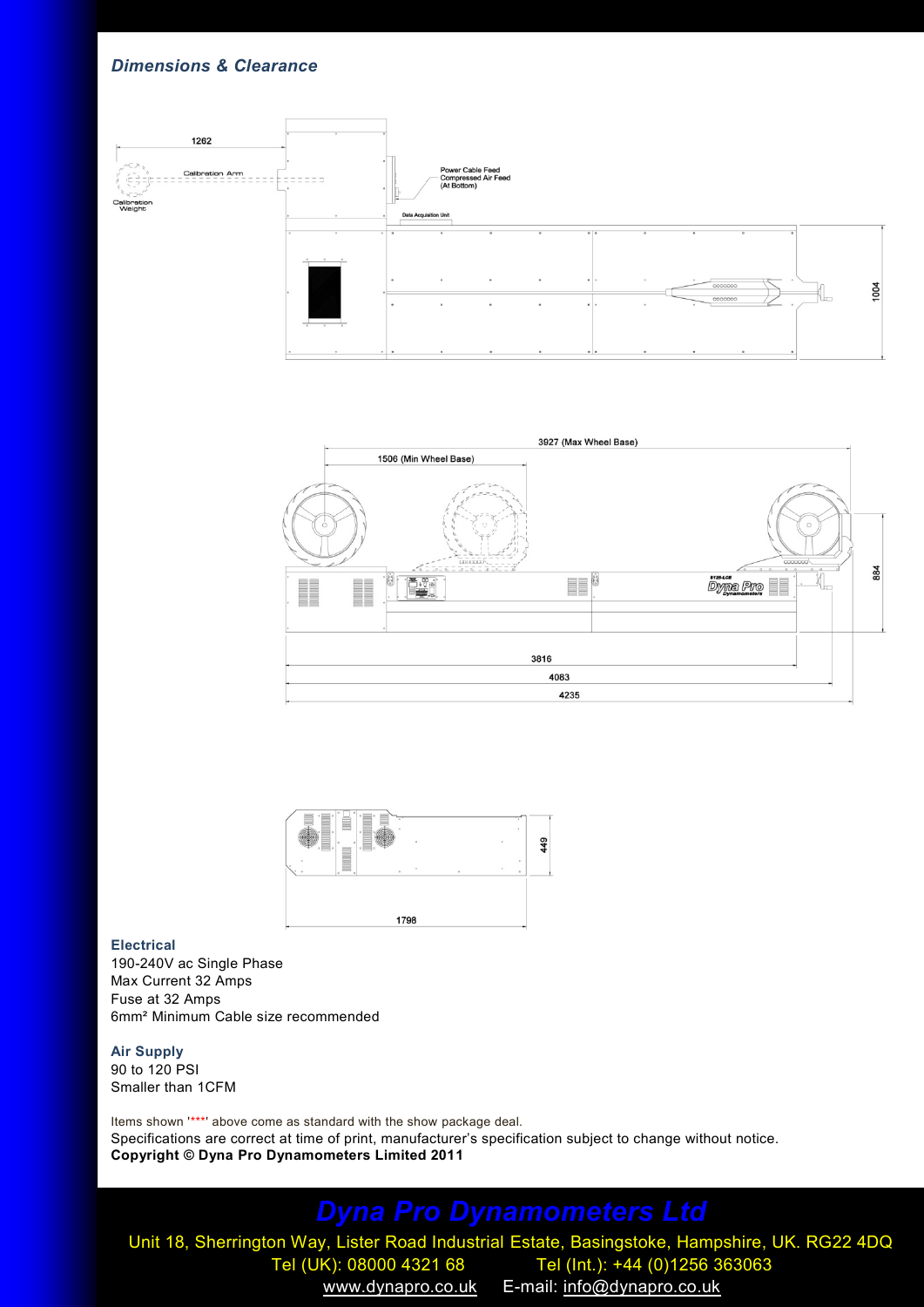## *Dimensions & Clearance*

1262

Calibration Arm

Calibration Weight

Power Cable Feed
Compressed Air Feed
(At Bottom)

Data Acquisition Unit

1004

3927 (Max Wheel Base)

1506 (Min Wheel Base)

884

3816

4083

4235

449

1798

**Electrical**

190-240V ac Single Phase
Max Current 32 Amps
Fuse at 32 Amps
6mm² Minimum Cable size recommended

**Air Supply**

90 to 120 PSI
Smaller than 1CFM

Items shown '***' above come as standard with the show package deal.

Specifications are correct at time of print, manufacturer's specification subject to change without notice.

**Copyright © Dyna Pro Dynamometers Limited 2011**

***Dyna Pro Dynamometers Ltd***

Unit 18, Sherrington Way, Lister Road Industrial Estate, Basingstoke, Hampshire, UK. RG22 4DQ

Tel (UK): 08000 4321 68 Tel (Int.): +44 (0)1256 363063

www.dynapro.co.uk E-mail: info@dynapro.co.uk